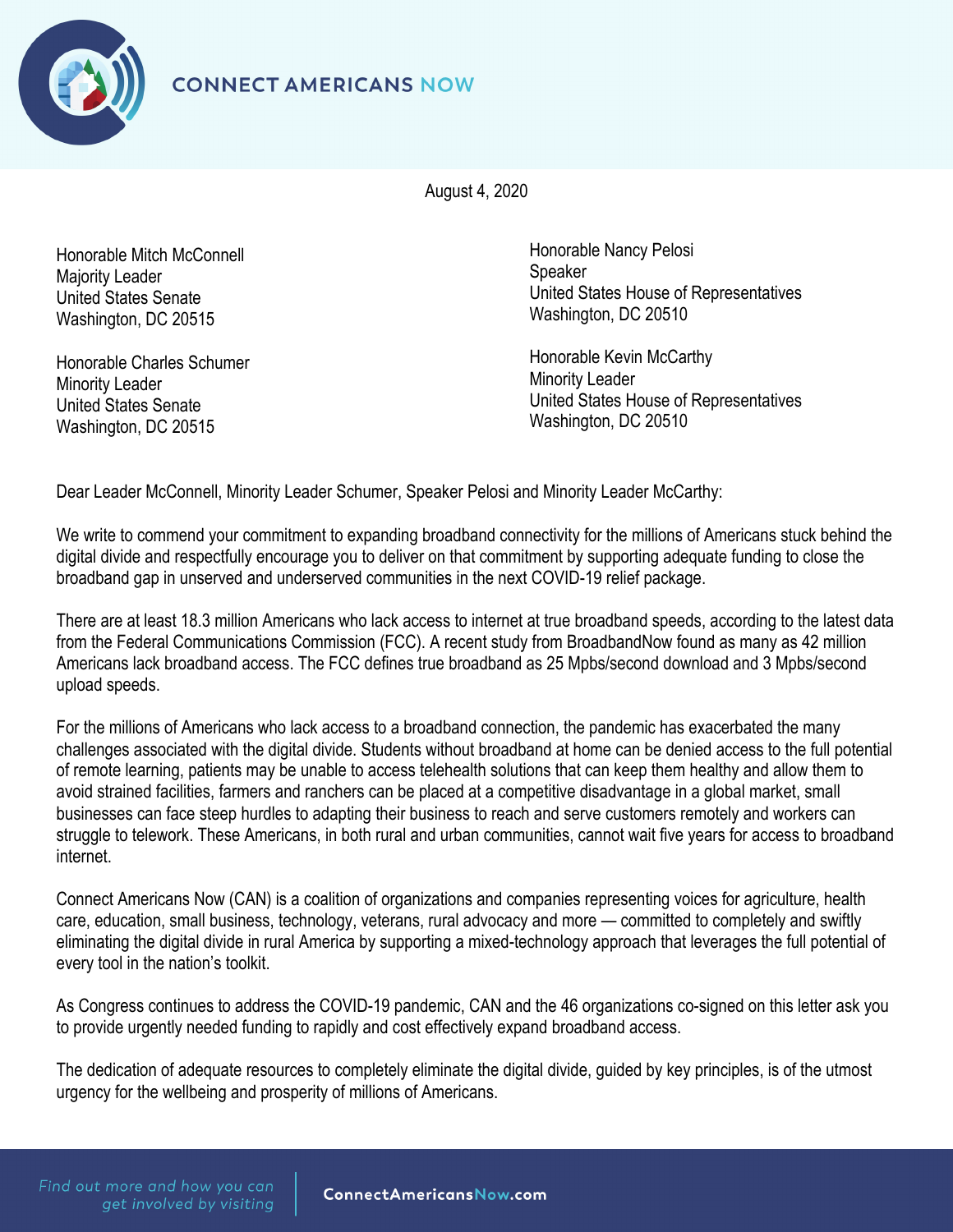# CONNECT AMERICANS NOW

August 4, 2020

Honorable Mitch McConnell
Majority Leader
United States Senate
Washington, DC 20515

Honorable Charles Schumer
Minority Leader
United States Senate
Washington, DC 20515

Honorable Nancy Pelosi
Speaker
United States House of Representatives
Washington, DC 20510

Honorable Kevin McCarthy
Minority Leader
United States House of Representatives
Washington, DC 20510

Dear Leader McConnell, Minority Leader Schumer, Speaker Pelosi and Minority Leader McCarthy:

We write to commend your commitment to expanding broadband connectivity for the millions of Americans stuck behind the digital divide and respectfully encourage you to deliver on that commitment by supporting adequate funding to close the broadband gap in unserved and underserved communities in the next COVID-19 relief package.

There are at least 18.3 million Americans who lack access to internet at true broadband speeds, according to the latest data from the Federal Communications Commission (FCC). A recent study from BroadbandNow found as many as 42 million Americans lack broadband access. The FCC defines true broadband as 25 Mpbs/second download and 3 Mpbs/second upload speeds.

For the millions of Americans who lack access to a broadband connection, the pandemic has exacerbated the many challenges associated with the digital divide. Students without broadband at home can be denied access to the full potential of remote learning, patients may be unable to access telehealth solutions that can keep them healthy and allow them to avoid strained facilities, farmers and ranchers can be placed at a competitive disadvantage in a global market, small businesses can face steep hurdles to adapting their business to reach and serve customers remotely and workers can struggle to telework. These Americans, in both rural and urban communities, cannot wait five years for access to broadband internet.

Connect Americans Now (CAN) is a coalition of organizations and companies representing voices for agriculture, health care, education, small business, technology, veterans, rural advocacy and more — committed to completely and swiftly eliminating the digital divide in rural America by supporting a mixed-technology approach that leverages the full potential of every tool in the nation's toolkit.

As Congress continues to address the COVID-19 pandemic, CAN and the 46 organizations co-signed on this letter ask you to provide urgently needed funding to rapidly and cost effectively expand broadband access.

The dedication of adequate resources to completely eliminate the digital divide, guided by key principles, is of the utmost urgency for the wellbeing and prosperity of millions of Americans.

*Find out more and how you can get involved by visiting* **ConnectAmericansNow.com**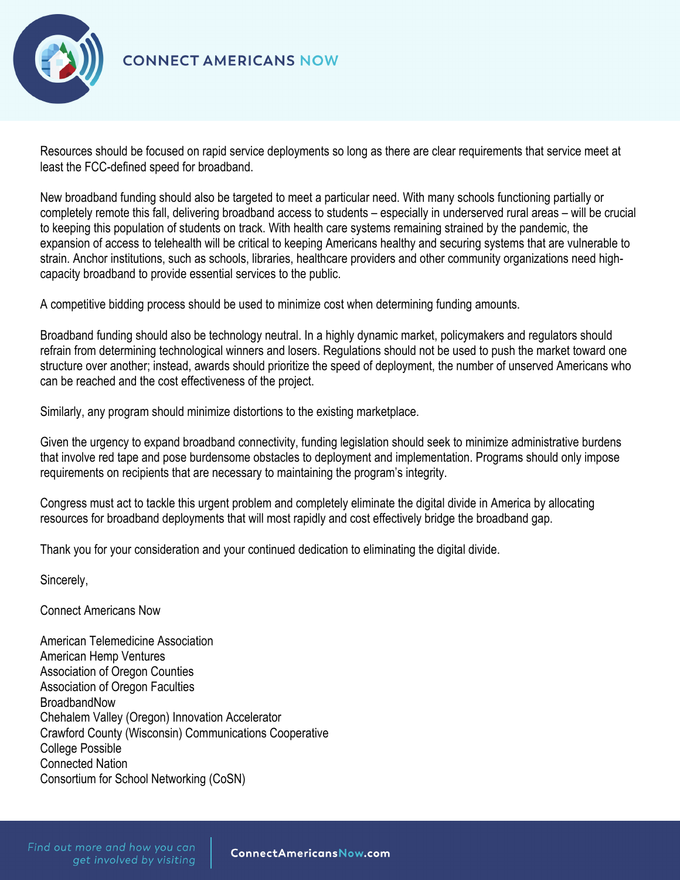Resources should be focused on rapid service deployments so long as there are clear requirements that service meet at least the FCC-defined speed for broadband.

New broadband funding should also be targeted to meet a particular need. With many schools functioning partially or completely remote this fall, delivering broadband access to students – especially in underserved rural areas – will be crucial to keeping this population of students on track. With health care systems remaining strained by the pandemic, the expansion of access to telehealth will be critical to keeping Americans healthy and securing systems that are vulnerable to strain. Anchor institutions, such as schools, libraries, healthcare providers and other community organizations need high-capacity broadband to provide essential services to the public.

A competitive bidding process should be used to minimize cost when determining funding amounts.

Broadband funding should also be technology neutral. In a highly dynamic market, policymakers and regulators should refrain from determining technological winners and losers. Regulations should not be used to push the market toward one structure over another; instead, awards should prioritize the speed of deployment, the number of unserved Americans who can be reached and the cost effectiveness of the project.

Similarly, any program should minimize distortions to the existing marketplace.

Given the urgency to expand broadband connectivity, funding legislation should seek to minimize administrative burdens that involve red tape and pose burdensome obstacles to deployment and implementation. Programs should only impose requirements on recipients that are necessary to maintaining the program's integrity.

Congress must act to tackle this urgent problem and completely eliminate the digital divide in America by allocating resources for broadband deployments that will most rapidly and cost effectively bridge the broadband gap.

Thank you for your consideration and your continued dedication to eliminating the digital divide.

Sincerely,

Connect Americans Now

American Telemedicine Association
American Hemp Ventures
Association of Oregon Counties
Association of Oregon Faculties
BroadbandNow
Chehalem Valley (Oregon) Innovation Accelerator
Crawford County (Wisconsin) Communications Cooperative
College Possible
Connected Nation
Consortium for School Networking (CoSN)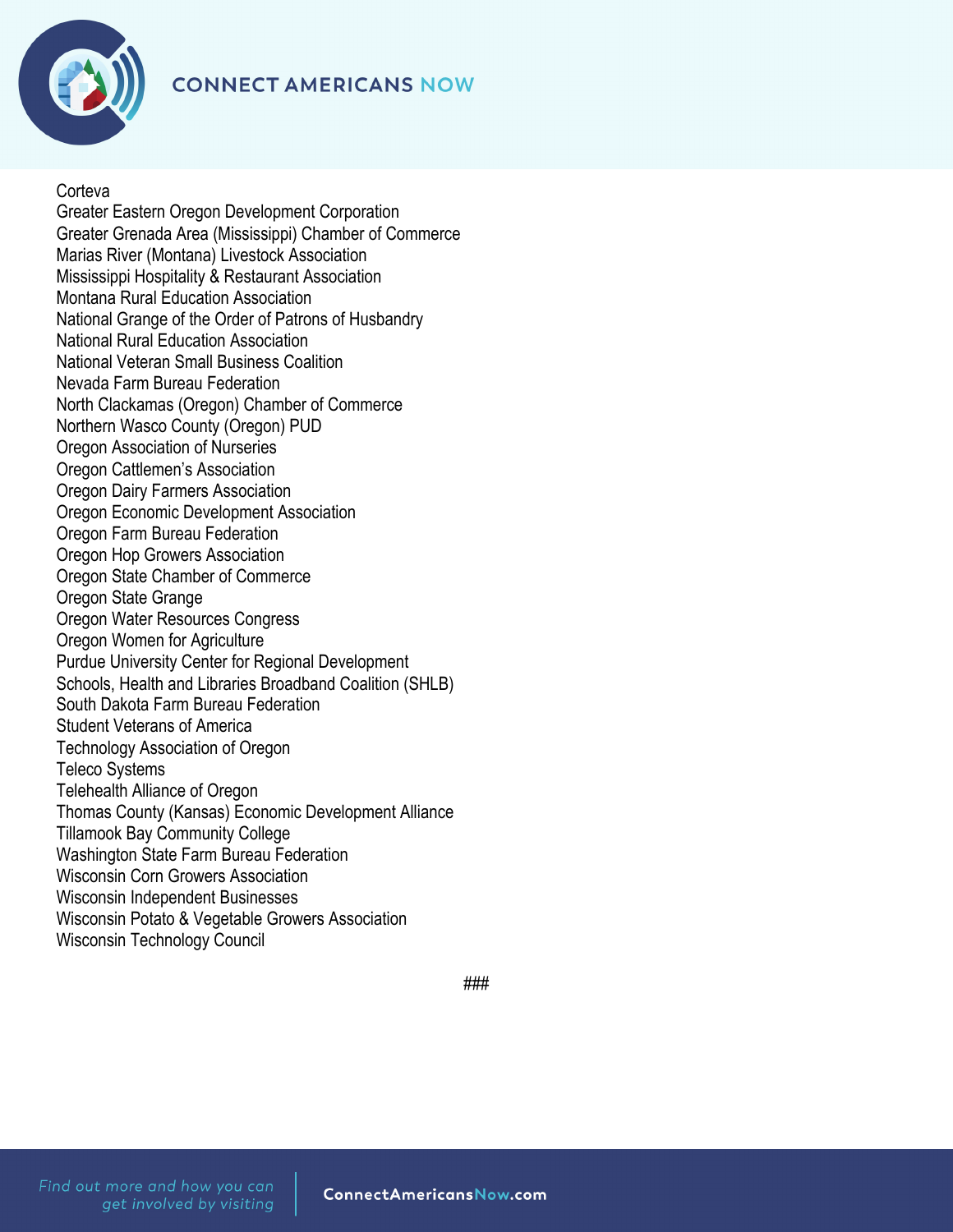Corteva
Greater Eastern Oregon Development Corporation
Greater Grenada Area (Mississippi) Chamber of Commerce
Marias River (Montana) Livestock Association
Mississippi Hospitality & Restaurant Association
Montana Rural Education Association
National Grange of the Order of Patrons of Husbandry
National Rural Education Association
National Veteran Small Business Coalition
Nevada Farm Bureau Federation
North Clackamas (Oregon) Chamber of Commerce
Northern Wasco County (Oregon) PUD
Oregon Association of Nurseries
Oregon Cattlemen's Association
Oregon Dairy Farmers Association
Oregon Economic Development Association
Oregon Farm Bureau Federation
Oregon Hop Growers Association
Oregon State Chamber of Commerce
Oregon State Grange
Oregon Water Resources Congress
Oregon Women for Agriculture
Purdue University Center for Regional Development
Schools, Health and Libraries Broadband Coalition (SHLB)
South Dakota Farm Bureau Federation
Student Veterans of America
Technology Association of Oregon
Teleco Systems
Telehealth Alliance of Oregon
Thomas County (Kansas) Economic Development Alliance
Tillamook Bay Community College
Washington State Farm Bureau Federation
Wisconsin Corn Growers Association
Wisconsin Independent Businesses
Wisconsin Potato & Vegetable Growers Association
Wisconsin Technology Council

###

*Find out more and how you can get involved by visiting* **ConnectAmericansNow.com**